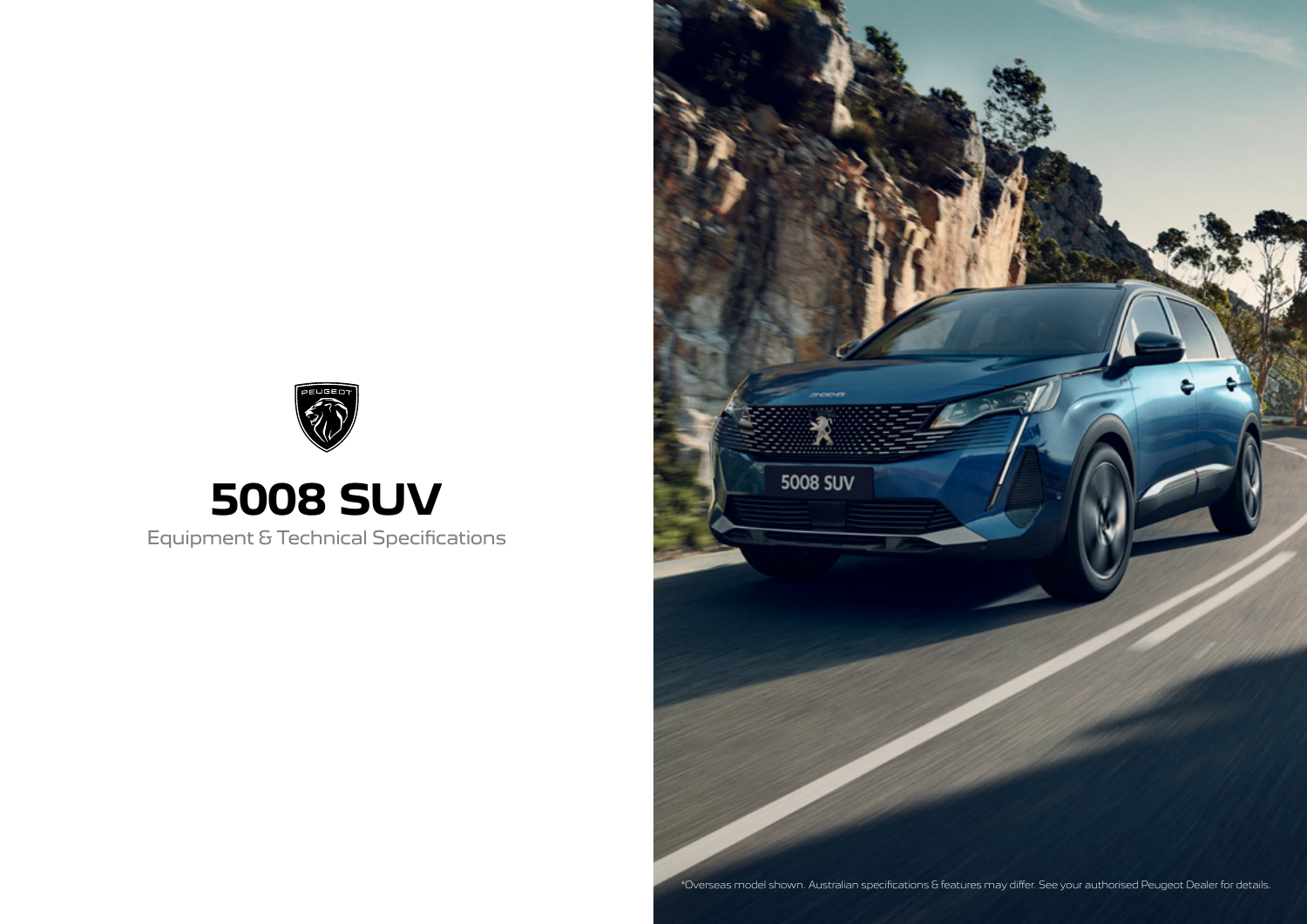PEUGEOT

# 5008 SUV

Equipment & Technical Specifications

*Overseas model shown. Australian specifications & features may differ. See your authorised Peugeot Dealer for details.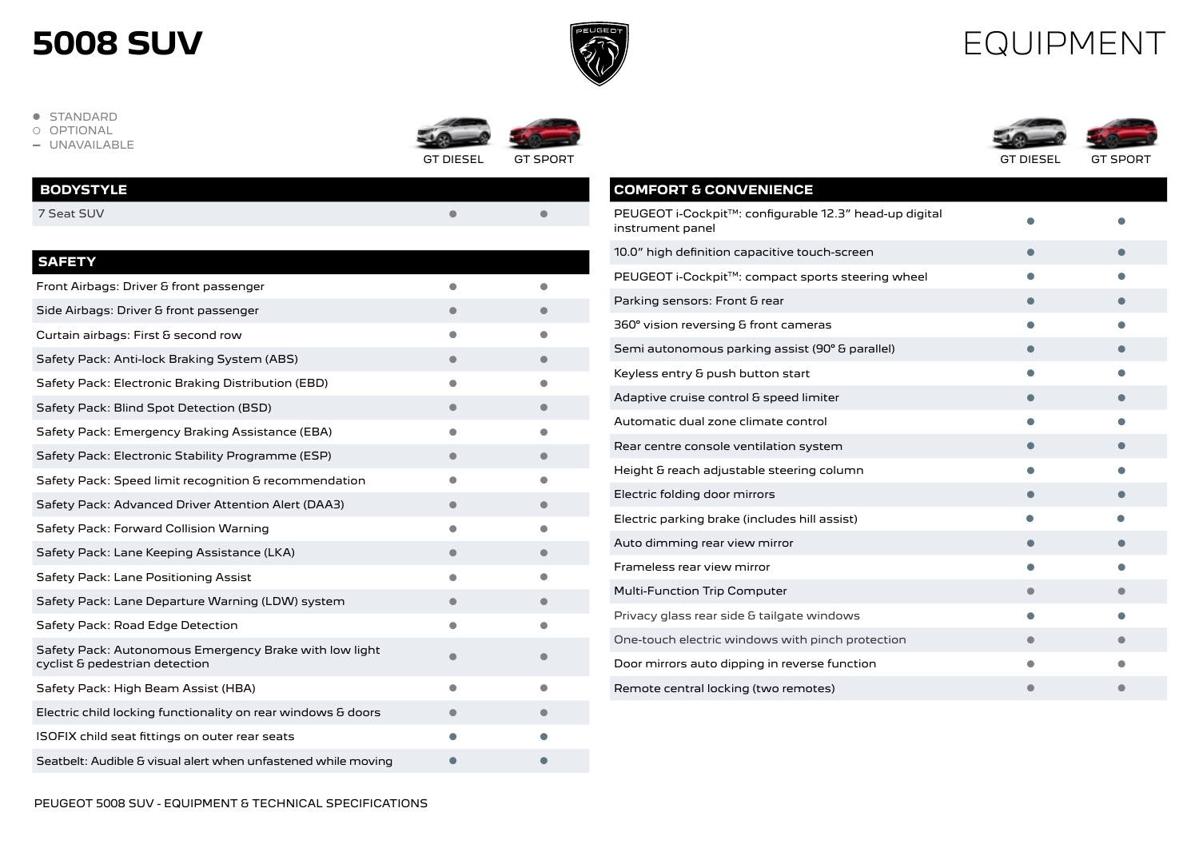# 5008 SUV

# EQUIPMENT

● STANDARD
○ OPTIONAL
– UNAVAILABLE

| BODYSTYLE | GT DIESEL | GT SPORT |
|---|---|---|
| 7 Seat SUV | ● | ● |

| SAFETY | GT DIESEL | GT SPORT |
|---|---|---|
| Front Airbags: Driver & front passenger | ● | ● |
| Side Airbags: Driver & front passenger | ● | ● |
| Curtain airbags: First & second row | ● | ● |
| Safety Pack: Anti-lock Braking System (ABS) | ● | ● |
| Safety Pack: Electronic Braking Distribution (EBD) | ● | ● |
| Safety Pack: Blind Spot Detection (BSD) | ● | ● |
| Safety Pack: Emergency Braking Assistance (EBA) | ● | ● |
| Safety Pack: Electronic Stability Programme (ESP) | ● | ● |
| Safety Pack: Speed limit recognition & recommendation | ● | ● |
| Safety Pack: Advanced Driver Attention Alert (DAA3) | ● | ● |
| Safety Pack: Forward Collision Warning | ● | ● |
| Safety Pack: Lane Keeping Assistance (LKA) | ● | ● |
| Safety Pack: Lane Positioning Assist | ● | ● |
| Safety Pack: Lane Departure Warning (LDW) system | ● | ● |
| Safety Pack: Road Edge Detection | ● | ● |
| Safety Pack: Autonomous Emergency Brake with low light cyclist & pedestrian detection | ● | ● |
| Safety Pack: High Beam Assist (HBA) | ● | ● |
| Electric child locking functionality on rear windows & doors | ● | ● |
| ISOFIX child seat fittings on outer rear seats | ● | ● |
| Seatbelt: Audible & visual alert when unfastened while moving | ● | ● |

| COMFORT & CONVENIENCE | GT DIESEL | GT SPORT |
|---|---|---|
| PEUGEOT i-Cockpit™: configurable 12.3" head-up digital instrument panel | ● | ● |
| 10.0" high definition capacitive touch-screen | ● | ● |
| PEUGEOT i-Cockpit™: compact sports steering wheel | ● | ● |
| Parking sensors: Front & rear | ● | ● |
| 360° vision reversing & front cameras | ● | ● |
| Semi autonomous parking assist (90° & parallel) | ● | ● |
| Keyless entry & push button start | ● | ● |
| Adaptive cruise control & speed limiter | ● | ● |
| Automatic dual zone climate control | ● | ● |
| Rear centre console ventilation system | ● | ● |
| Height & reach adjustable steering column | ● | ● |
| Electric folding door mirrors | ● | ● |
| Electric parking brake (includes hill assist) | ● | ● |
| Auto dimming rear view mirror | ● | ● |
| Frameless rear view mirror | ● | ● |
| Multi-Function Trip Computer | ● | ● |
| Privacy glass rear side & tailgate windows | ● | ● |
| One-touch electric windows with pinch protection | ● | ● |
| Door mirrors auto dipping in reverse function | ● | ● |
| Remote central locking (two remotes) | ● | ● |

PEUGEOT 5008 SUV - EQUIPMENT & TECHNICAL SPECIFICATIONS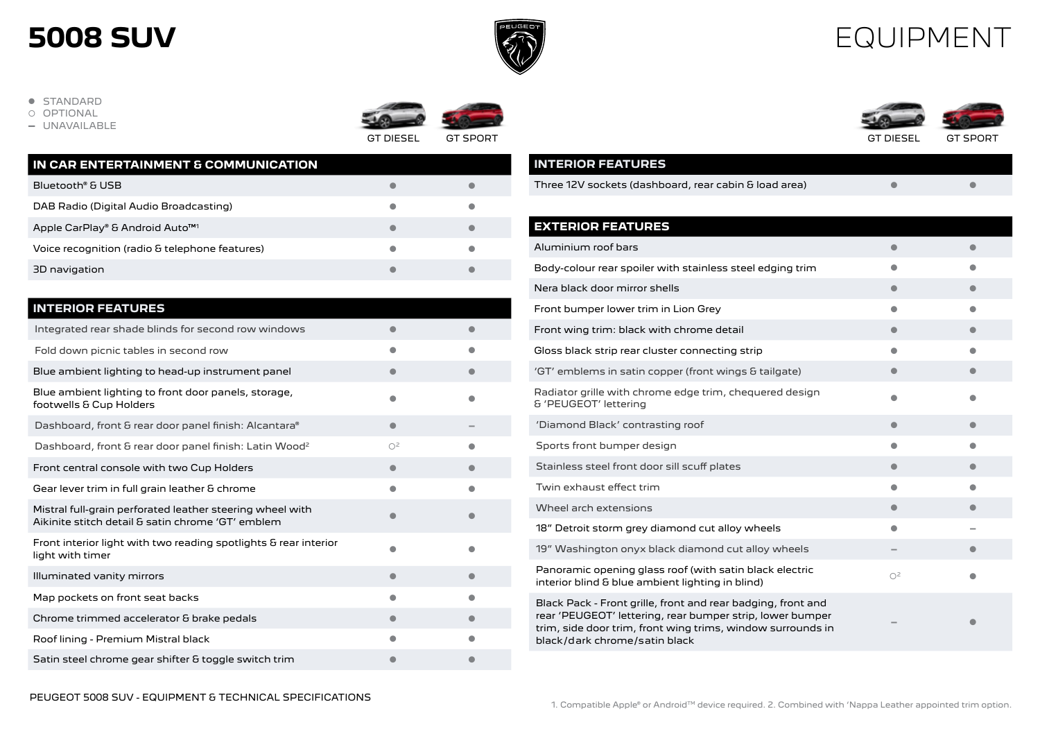# 5008 SUV

# EQUIPMENT

- ● STANDARD
- ○ OPTIONAL
- – UNAVAILABLE

| IN CAR ENTERTAINMENT & COMMUNICATION | GT DIESEL | GT SPORT |
|---|---|---|
| Bluetooth® & USB | ● | ● |
| DAB Radio (Digital Audio Broadcasting) | ● | ● |
| Apple CarPlay® & Android Auto™[1] | ● | ● |
| Voice recognition (radio & telephone features) | ● | ● |
| 3D navigation | ● | ● |

| INTERIOR FEATURES | GT DIESEL | GT SPORT |
|---|---|---|
| Integrated rear shade blinds for second row windows | ● | ● |
| Fold down picnic tables in second row | ● | ● |
| Blue ambient lighting to head-up instrument panel | ● | ● |
| Blue ambient lighting to front door panels, storage, footwells & Cup Holders | ● | ● |
| Dashboard, front & rear door panel finish: Alcantara® | ● | – |
| Dashboard, front & rear door panel finish: Latin Wood[2] | ○[2] | ● |
| Front central console with two Cup Holders | ● | ● |
| Gear lever trim in full grain leather & chrome | ● | ● |
| Mistral full-grain perforated leather steering wheel with Aikinite stitch detail & satin chrome 'GT' emblem | ● | ● |
| Front interior light with two reading spotlights & rear interior light with timer | ● | ● |
| Illuminated vanity mirrors | ● | ● |
| Map pockets on front seat backs | ● | ● |
| Chrome trimmed accelerator & brake pedals | ● | ● |
| Roof lining - Premium Mistral black | ● | ● |
| Satin steel chrome gear shifter & toggle switch trim | ● | ● |
| Three 12V sockets (dashboard, rear cabin & load area) | ● | ● |

| EXTERIOR FEATURES | GT DIESEL | GT SPORT |
|---|---|---|
| Aluminium roof bars | ● | ● |
| Body-colour rear spoiler with stainless steel edging trim | ● | ● |
| Nera black door mirror shells | ● | ● |
| Front bumper lower trim in Lion Grey | ● | ● |
| Front wing trim: black with chrome detail | ● | ● |
| Gloss black strip rear cluster connecting strip | ● | ● |
| 'GT' emblems in satin copper (front wings & tailgate) | ● | ● |
| Radiator grille with chrome edge trim, chequered design & 'PEUGEOT' lettering | ● | ● |
| 'Diamond Black' contrasting roof | ● | ● |
| Sports front bumper design | ● | ● |
| Stainless steel front door sill scuff plates | ● | ● |
| Twin exhaust effect trim | ● | ● |
| Wheel arch extensions | ● | ● |
| 18" Detroit storm grey diamond cut alloy wheels | ● | – |
| 19" Washington onyx black diamond cut alloy wheels | – | ● |
| Panoramic opening glass roof (with satin black electric interior blind & blue ambient lighting in blind) | ○[2] | ● |
| Black Pack - Front grille, front and rear badging, front and rear 'PEUGEOT' lettering, rear bumper strip, lower bumper trim, side door trim, front wing trims, window surrounds in black/dark chrome/satin black | – | ● |

1. Compatible Apple® or Android™ device required. 2. Combined with 'Nappa Leather appointed trim option.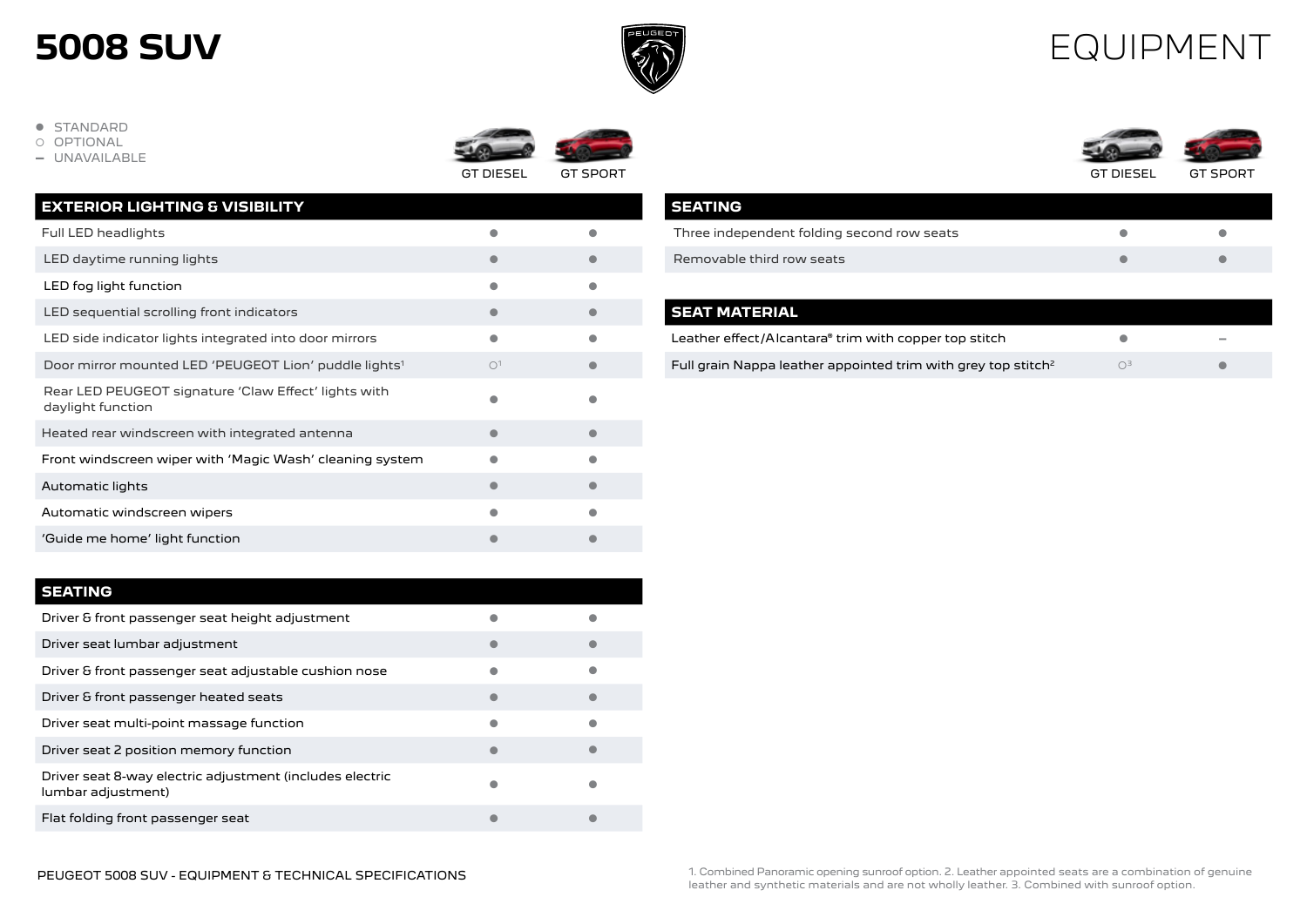# 5008 SUV

# EQUIPMENT

- ● STANDARD
- ○ OPTIONAL
- – UNAVAILABLE

| EXTERIOR LIGHTING & VISIBILITY | GT DIESEL | GT SPORT |
|---|---|---|
| Full LED headlights | ● | ● |
| LED daytime running lights | ● | ● |
| LED fog light function | ● | ● |
| LED sequential scrolling front indicators | ● | ● |
| LED side indicator lights integrated into door mirrors | ● | ● |
| Door mirror mounted LED 'PEUGEOT Lion' puddle lights[1] | ○[1] | ● |
| Rear LED PEUGEOT signature 'Claw Effect' lights with daylight function | ● | ● |
| Heated rear windscreen with integrated antenna | ● | ● |
| Front windscreen wiper with 'Magic Wash' cleaning system | ● | ● |
| Automatic lights | ● | ● |
| Automatic windscreen wipers | ● | ● |
| 'Guide me home' light function | ● | ● |

| SEATING | GT DIESEL | GT SPORT |
|---|---|---|
| Driver & front passenger seat height adjustment | ● | ● |
| Driver seat lumbar adjustment | ● | ● |
| Driver & front passenger seat adjustable cushion nose | ● | ● |
| Driver & front passenger heated seats | ● | ● |
| Driver seat multi-point massage function | ● | ● |
| Driver seat 2 position memory function | ● | ● |
| Driver seat 8-way electric adjustment (includes electric lumbar adjustment) | ● | ● |
| Flat folding front passenger seat | ● | ● |
| Three independent folding second row seats | ● | ● |
| Removable third row seats | ● | ● |

| SEAT MATERIAL | GT DIESEL | GT SPORT |
|---|---|---|
| Leather effect/Alcantara® trim with copper top stitch | ● | – |
| Full grain Nappa leather appointed trim with grey top stitch[2] | ○[3] | ● |

1. Combined Panoramic opening sunroof option. 2. Leather appointed seats are a combination of genuine leather and synthetic materials and are not wholly leather. 3. Combined with sunroof option.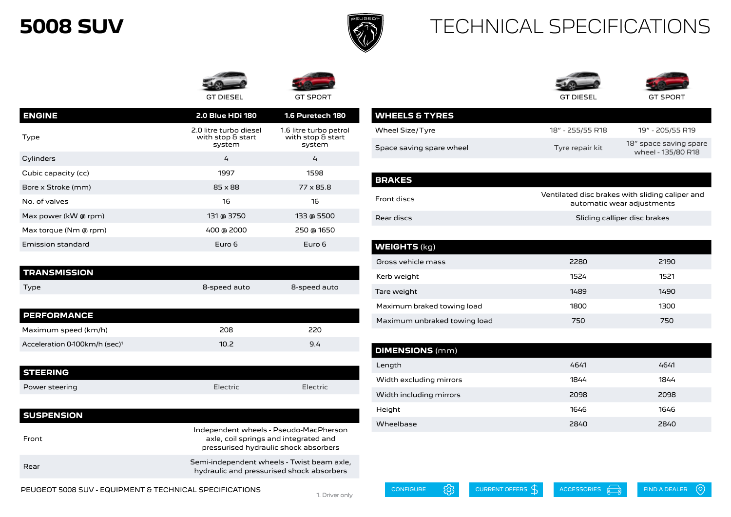# 5008 SUV

# TECHNICAL SPECIFICATIONS

| ENGINE | GT DIESEL<br>2.0 Blue HDi 180 | GT SPORT<br>1.6 Puretech 180 |
|---|---|---|
| Type | 2.0 litre turbo diesel with stop & start system | 1.6 litre turbo petrol with stop & start system |
| Cylinders | 4 | 4 |
| Cubic capacity (cc) | 1997 | 1598 |
| Bore x Stroke (mm) | 85 x 88 | 77 x 85.8 |
| No. of valves | 16 | 16 |
| Max power (kW @ rpm) | 131 @ 3750 | 133 @ 5500 |
| Max torque (Nm @ rpm) | 400 @ 2000 | 250 @ 1650 |
| Emission standard | Euro 6 | Euro 6 |

| TRANSMISSION | GT DIESEL | GT SPORT |
|---|---|---|
| Type | 8-speed auto | 8-speed auto |

| PERFORMANCE | GT DIESEL | GT SPORT |
|---|---|---|
| Maximum speed (km/h) | 208 | 220 |
| Acceleration 0-100km/h (sec)[1] | 10.2 | 9.4 |

| STEERING | GT DIESEL | GT SPORT |
|---|---|---|
| Power steering | Electric | Electric |

| SUSPENSION | GT DIESEL / GT SPORT |
|---|---|
| Front | Independent wheels - Pseudo-MacPherson axle, coil springs and integrated and pressurised hydraulic shock absorbers |
| Rear | Semi-independent wheels - Twist beam axle, hydraulic and pressurised shock absorbers |

| WHEELS & TYRES | GT DIESEL | GT SPORT |
|---|---|---|
| Wheel Size/Tyre | 18" - 255/55 R18 | 19" - 205/55 R19 |
| Space saving spare wheel | Tyre repair kit | 18" space saving spare wheel - 135/80 R18 |

| BRAKES | GT DIESEL / GT SPORT |
|---|---|
| Front discs | Ventilated disc brakes with sliding caliper and automatic wear adjustments |
| Rear discs | Sliding calliper disc brakes |

| WEIGHTS (kg) | GT DIESEL | GT SPORT |
|---|---|---|
| Gross vehicle mass | 2280 | 2190 |
| Kerb weight | 1524 | 1521 |
| Tare weight | 1489 | 1490 |
| Maximum braked towing load | 1800 | 1300 |
| Maximum unbraked towing load | 750 | 750 |

| DIMENSIONS (mm) | GT DIESEL | GT SPORT |
|---|---|---|
| Length | 4641 | 4641 |
| Width excluding mirrors | 1844 | 1844 |
| Width including mirrors | 2098 | 2098 |
| Height | 1646 | 1646 |
| Wheelbase | 2840 | 2840 |

PEUGEOT 5008 SUV - EQUIPMENT & TECHNICAL SPECIFICATIONS

1. Driver only

CONFIGURE | CURRENT OFFERS | ACCESSORIES | FIND A DEALER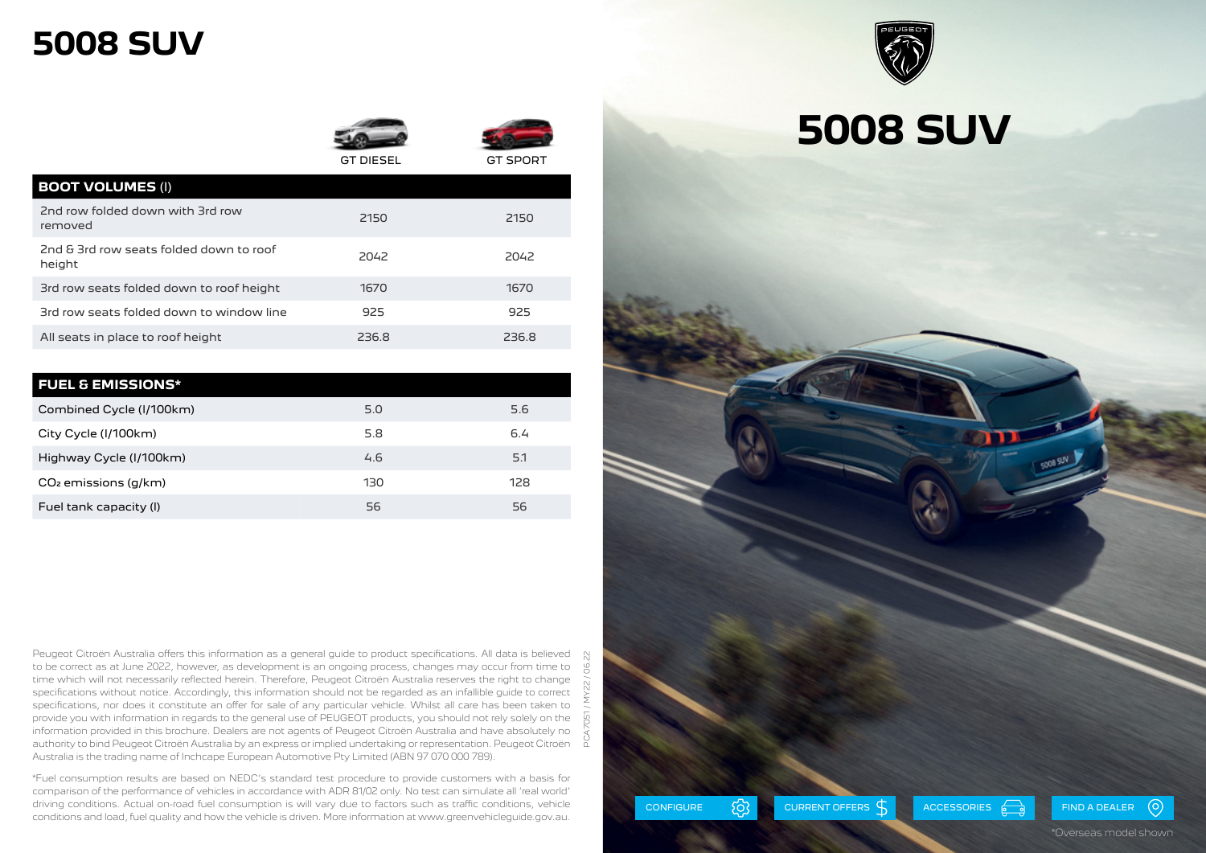# 5008 SUV

| | GT DIESEL | GT SPORT |
|---|---|---|
| **BOOT VOLUMES** (l) | | |
| 2nd row folded down with 3rd row removed | 2150 | 2150 |
| 2nd & 3rd row seats folded down to roof height | 2042 | 2042 |
| 3rd row seats folded down to roof height | 1670 | 1670 |
| 3rd row seats folded down to window line | 925 | 925 |
| All seats in place to roof height | 236.8 | 236.8 |

| | GT DIESEL | GT SPORT |
|---|---|---|
| **FUEL & EMISSIONS*** | | |
| Combined Cycle (l/100km) | 5.0 | 5.6 |
| City Cycle (l/100km) | 5.8 | 6.4 |
| Highway Cycle (l/100km) | 4.6 | 5.1 |
| $CO_2$ emissions (g/km) | 130 | 128 |
| Fuel tank capacity (l) | 56 | 56 |

Peugeot Citroën Australia offers this information as a general guide to product specifications. All data is believed to be correct as at June 2022, however, as development is an ongoing process, changes may occur from time to time which will not necessarily reflected herein. Therefore, Peugeot Citroën Australia reserves the right to change specifications without notice. Accordingly, this information should not be regarded as an infallible guide to correct specifications, nor does it constitute an offer for sale of any particular vehicle. Whilst all care has been taken to provide you with information in regards to the general use of PEUGEOT products, you should not rely solely on the information provided in this brochure. Dealers are not agents of Peugeot Citroën Australia and have absolutely no authority to bind Peugeot Citroën Australia by an express or implied undertaking or representation. Peugeot Citroën Australia is the trading name of Inchcape European Automotive Pty Limited (ABN 97 070 000 789).

*Fuel consumption results are based on NEDC's standard test procedure to provide customers with a basis for comparison of the performance of vehicles in accordance with ADR 81/02 only. No test can simulate all 'real world' driving conditions. Actual on-road fuel consumption is will vary due to factors such as traffic conditions, vehicle conditions and load, fuel quality and how the vehicle is driven. More information at www.greenvehicleguide.gov.au.

PCA7051 / MY22 / 06.22

PEUGEOT

# 5008 SUV

CONFIGURE

CURRENT OFFERS

ACCESSORIES

FIND A DEALER

*Overseas model shown